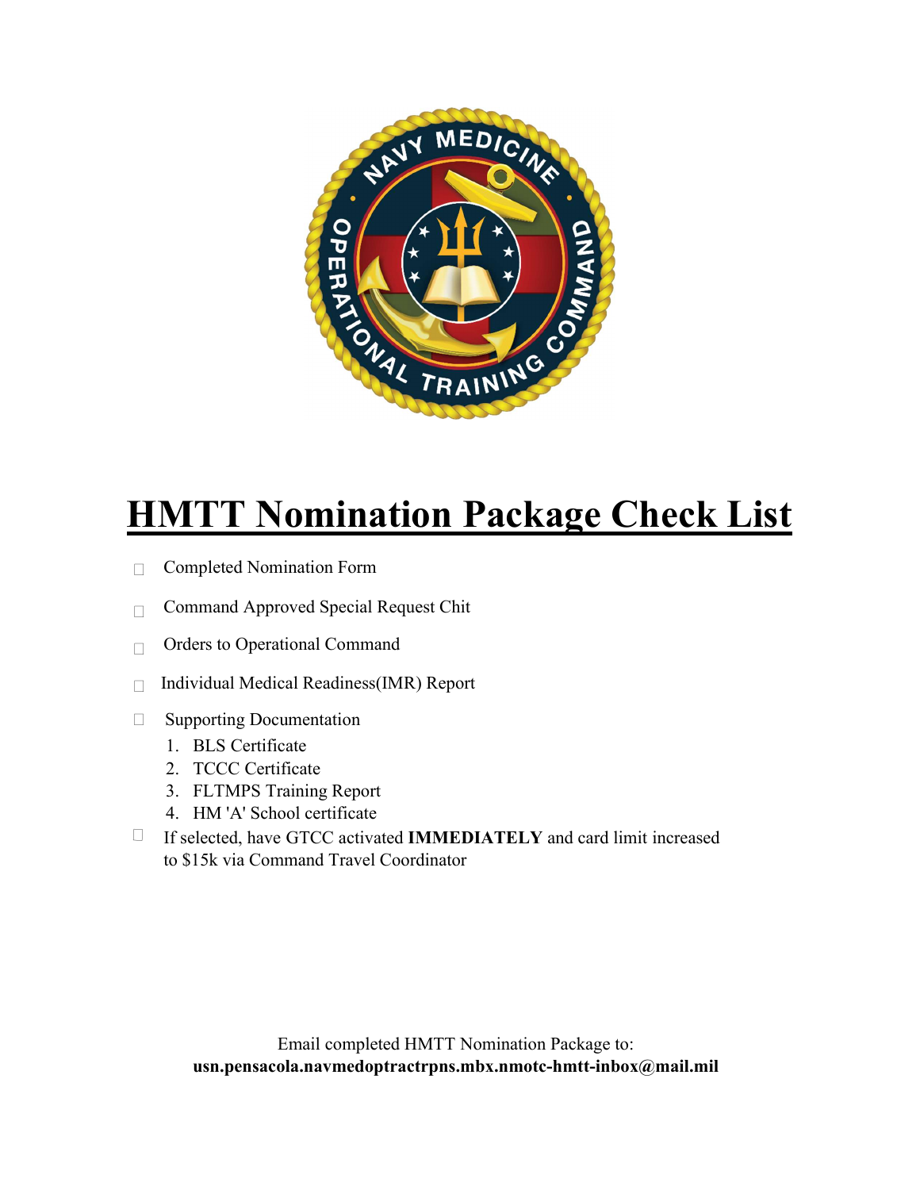# HMTT Nomination Package Check List

- ☐ Completed Nomination Form
- ☐ Command Approved Special Request Chit
- ☐ Orders to Operational Command
- ☐ Individual Medical Readiness(IMR) Report
- ☐ Supporting Documentation
  1. BLS Certificate
  2. TCCC Certificate
  3. FLTMPS Training Report
  4. HM 'A' School certificate
- ☐ If selected, have GTCC activated **IMMEDIATELY** and card limit increased to $15k via Command Travel Coordinator

Email completed HMTT Nomination Package to:
**usn.pensacola.navmedoptractrpns.mbx.nmotc-hmtt-inbox@mail.mil**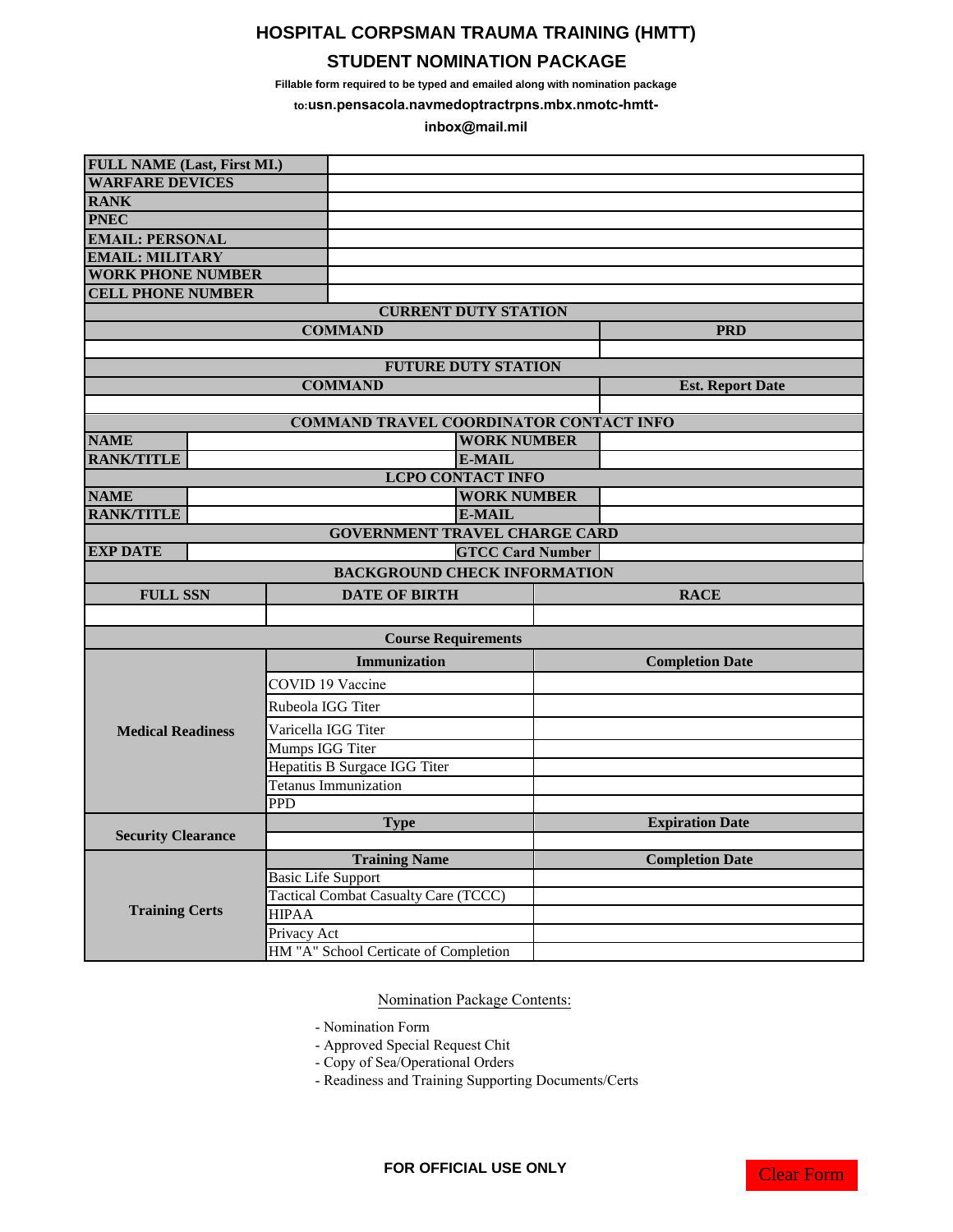# HOSPITAL CORPSMAN TRAUMA TRAINING (HMTT)

## STUDENT NOMINATION PACKAGE

**Fillable form required to be typed and emailed along with nomination package to: usn.pensacola.navmedoptractrpns.mbx.nmotc-hmtt-inbox@mail.mil**

| | |
|---|---|
| **FULL NAME (Last, First MI.)** | |
| **WARFARE DEVICES** | |
| **RANK** | |
| **PNEC** | |
| **EMAIL: PERSONAL** | |
| **EMAIL: MILITARY** | |
| **WORK PHONE NUMBER** | |
| **CELL PHONE NUMBER** | |

| **CURRENT DUTY STATION** | |
|---|---|
| **COMMAND** | **PRD** |
| | |

| **FUTURE DUTY STATION** | |
|---|---|
| **COMMAND** | **Est. Report Date** |
| | |

| **COMMAND TRAVEL COORDINATOR CONTACT INFO** | | | |
|---|---|---|---|
| **NAME** | | **WORK NUMBER** | |
| **RANK/TITLE** | | **E-MAIL** | |

| **LCPO CONTACT INFO** | | | |
|---|---|---|---|
| **NAME** | | **WORK NUMBER** | |
| **RANK/TITLE** | | **E-MAIL** | |

| **GOVERNMENT TRAVEL CHARGE CARD** | | | |
|---|---|---|---|
| **EXP DATE** | | **GTCC Card Number** | |

| **BACKGROUND CHECK INFORMATION** | | |
|---|---|---|
| **FULL SSN** | **DATE OF BIRTH** | **RACE** |
| | | |

| **Course Requirements** | | |
|---|---|---|
| **Medical Readiness** | **Immunization** | **Completion Date** |
| | COVID 19 Vaccine | |
| | Rubeola IGG Titer | |
| | Varicella IGG Titer | |
| | Mumps IGG Titer | |
| | Hepatitis B Surgace IGG Titer | |
| | Tetanus Immunization | |
| | PPD | |
| **Security Clearance** | **Type** | **Expiration Date** |
| | | |
| **Training Certs** | **Training Name** | **Completion Date** |
| | Basic Life Support | |
| | Tactical Combat Casualty Care (TCCC) | |
| | HIPAA | |
| | Privacy Act | |
| | HM "A" School Certicate of Completion | |

Nomination Package Contents:

- Nomination Form
- Approved Special Request Chit
- Copy of Sea/Operational Orders
- Readiness and Training Supporting Documents/Certs

**FOR OFFICIAL USE ONLY**

Clear Form